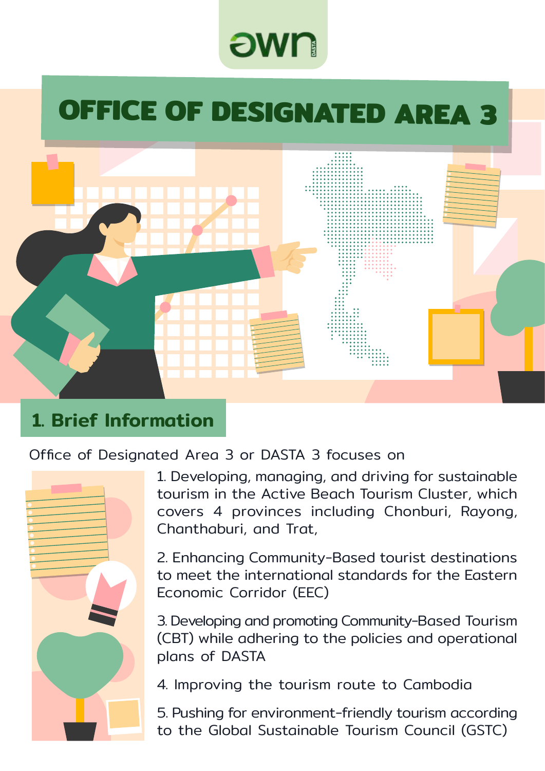# OFFICE OF DESIGNATED AREA 3

## 1. Brief Information

Office of Designated Area 3 or DASTA 3 focuses on

1. Developing, managing, and driving for sustainable tourism in the Active Beach Tourism Cluster, which covers 4 provinces including Chonburi, Rayong, Chanthaburi, and Trat,
2. Enhancing Community-Based tourist destinations to meet the international standards for the Eastern Economic Corridor (EEC)
3. Developing and promoting Community-Based Tourism (CBT) while adhering to the policies and operational plans of DASTA
4. Improving the tourism route to Cambodia
5. Pushing for environment-friendly tourism according to the Global Sustainable Tourism Council (GSTC)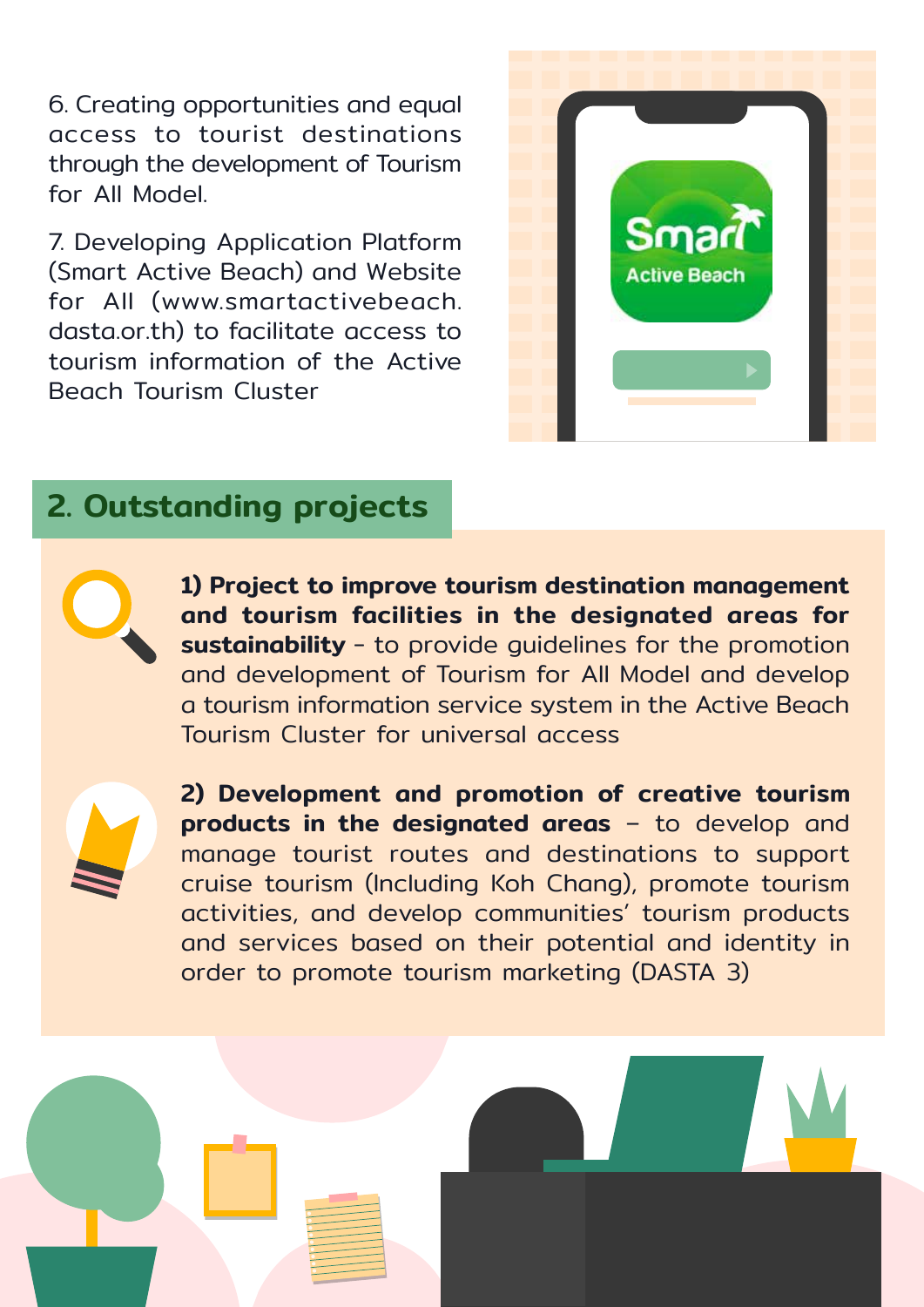6. Creating opportunities and equal access to tourist destinations through the development of Tourism for All Model.

7. Developing Application Platform (Smart Active Beach) and Website for All (www.smartactivebeach.dasta.or.th) to facilitate access to tourism information of the Active Beach Tourism Cluster

## 2. Outstanding projects

**1) Project to improve tourism destination management and tourism facilities in the designated areas for sustainability** - to provide guidelines for the promotion and development of Tourism for All Model and develop a tourism information service system in the Active Beach Tourism Cluster for universal access

**2) Development and promotion of creative tourism products in the designated areas** – to develop and manage tourist routes and destinations to support cruise tourism (Including Koh Chang), promote tourism activities, and develop communities' tourism products and services based on their potential and identity in order to promote tourism marketing (DASTA 3)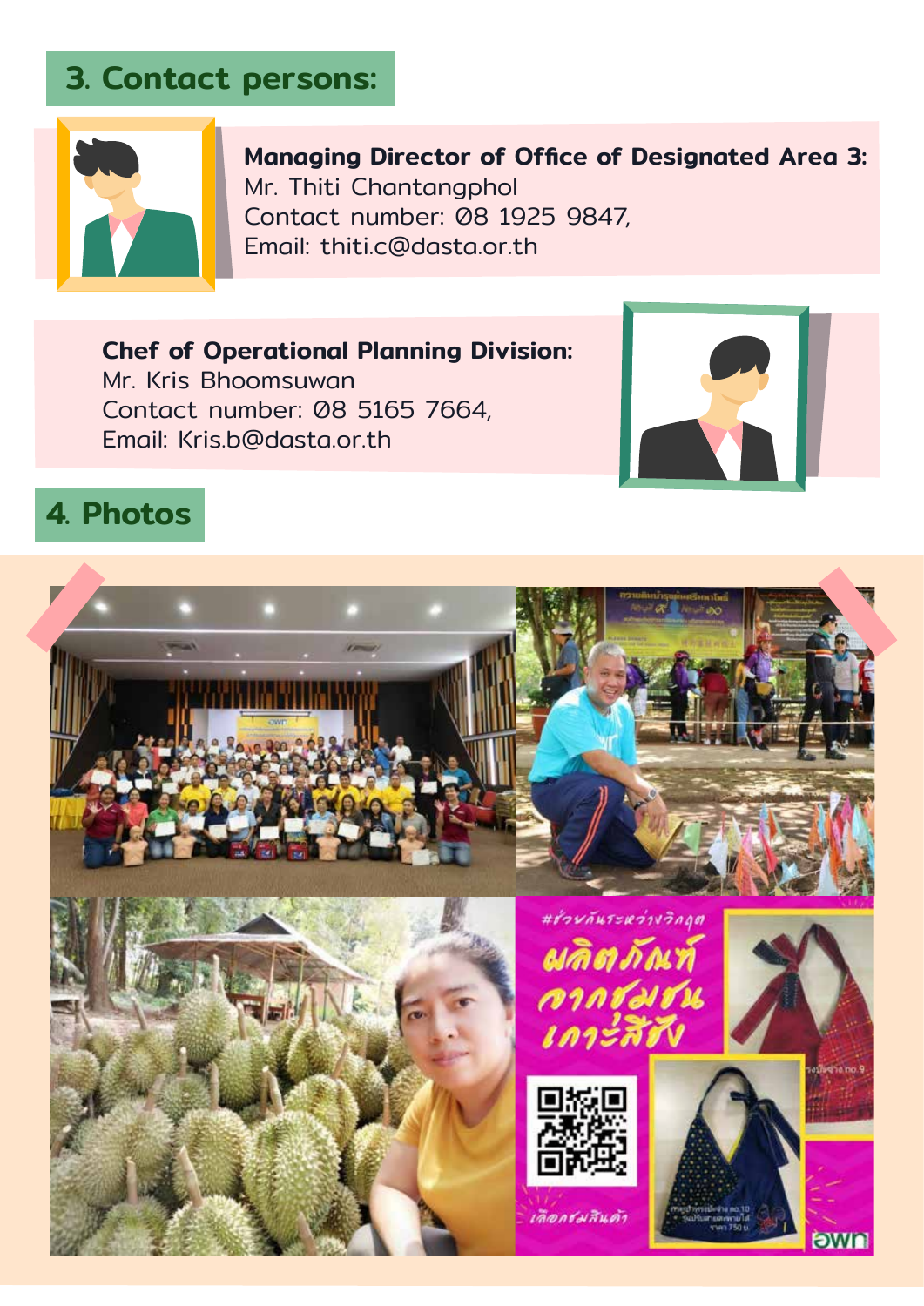## 3. Contact persons:

**Managing Director of Office of Designated Area 3:**
Mr. Thiti Chantangphol
Contact number: 08 1925 9847,
Email: thiti.c@dasta.or.th

**Chef of Operational Planning Division:**
Mr. Kris Bhoomsuwan
Contact number: 08 5165 7664,
Email: Kris.b@dasta.or.th

## 4. Photos